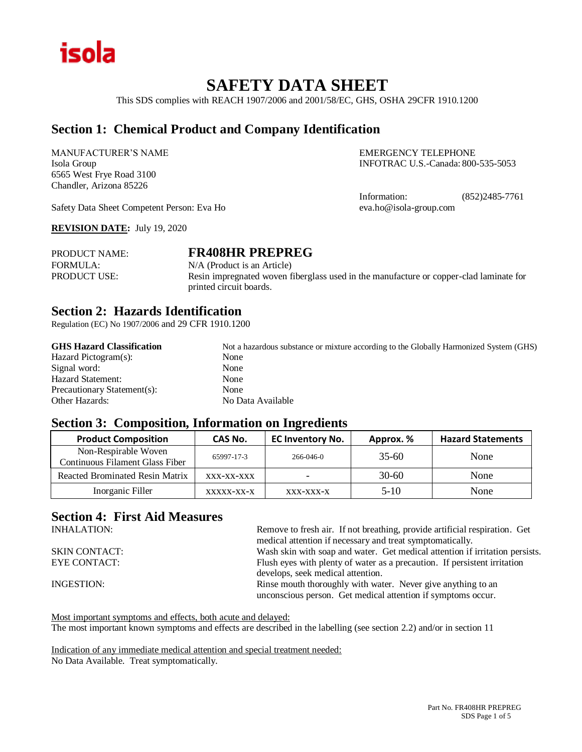isola

# SAFETY DATA SHEET

This SDS complies with REACH 1907/2006 and 2001/58/EC, GHS, OSHA 29CFR 1910.1200

## Section 1: Chemical Product and Company Identification

MANUFACTURER'S NAME
Isola Group
6565 West Frye Road 3100
Chandler, Arizona 85226

EMERGENCY TELEPHONE
INFOTRAC U.S.-Canada: 800-535-5053

Information: (852)2485-7761
eva.ho@isola-group.com

Safety Data Sheet Competent Person: Eva Ho

**REVISION DATE:** July 19, 2020

PRODUCT NAME: **FR408HR PREPREG**
FORMULA: N/A (Product is an Article)
PRODUCT USE: Resin impregnated woven fiberglass used in the manufacture or copper-clad laminate for printed circuit boards.

## Section 2: Hazards Identification

Regulation (EC) No 1907/2006 and 29 CFR 1910.1200

**GHS Hazard Classification**: Not a hazardous substance or mixture according to the Globally Harmonized System (GHS)
Hazard Pictogram(s): None
Signal word: None
Hazard Statement: None
Precautionary Statement(s): None
Other Hazards: No Data Available

## Section 3: Composition, Information on Ingredients

| Product Composition | CAS No. | EC Inventory No. | Approx. % | Hazard Statements |
| --- | --- | --- | --- | --- |
| Non-Respirable Woven Continuous Filament Glass Fiber | 65997-17-3 | 266-046-0 | 35-60 | None |
| Reacted Brominated Resin Matrix | xxx-xx-xxx | - | 30-60 | None |
| Inorganic Filler | xxxxx-xx-x | xxx-xxx-x | 5-10 | None |

## Section 4: First Aid Measures

INHALATION: Remove to fresh air. If not breathing, provide artificial respiration. Get medical attention if necessary and treat symptomatically.

SKIN CONTACT: Wash skin with soap and water. Get medical attention if irritation persists.

EYE CONTACT: Flush eyes with plenty of water as a precaution. If persistent irritation develops, seek medical attention.

INGESTION: Rinse mouth thoroughly with water. Never give anything to an unconscious person. Get medical attention if symptoms occur.

Most important symptoms and effects, both acute and delayed:
The most important known symptoms and effects are described in the labelling (see section 2.2) and/or in section 11

Indication of any immediate medical attention and special treatment needed:
No Data Available. Treat symptomatically.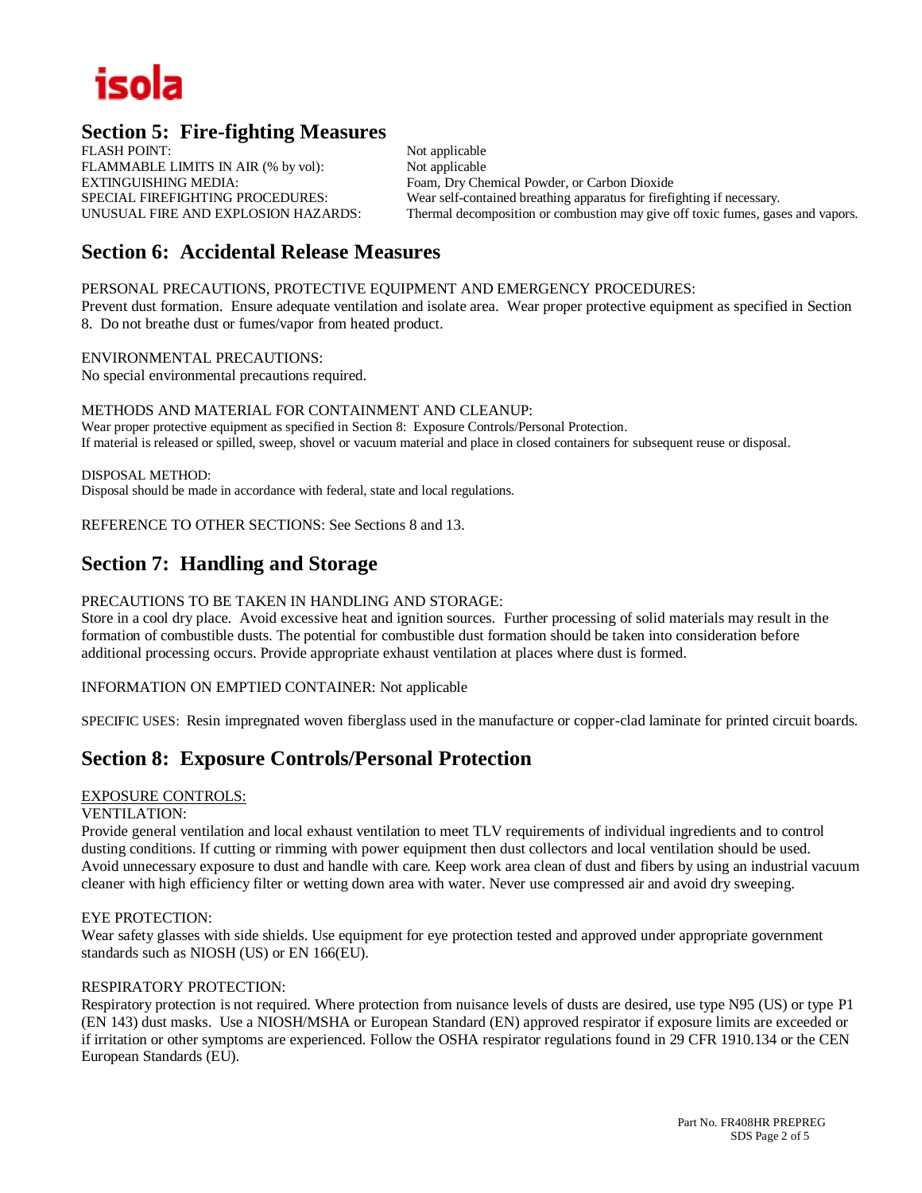## Section 5: Fire-fighting Measures

FLASH POINT: Not applicable
FLAMMABLE LIMITS IN AIR (% by vol): Not applicable
EXTINGUISHING MEDIA: Foam, Dry Chemical Powder, or Carbon Dioxide
SPECIAL FIREFIGHTING PROCEDURES: Wear self-contained breathing apparatus for firefighting if necessary.
UNUSUAL FIRE AND EXPLOSION HAZARDS: Thermal decomposition or combustion may give off toxic fumes, gases and vapors.

## Section 6: Accidental Release Measures

PERSONAL PRECAUTIONS, PROTECTIVE EQUIPMENT AND EMERGENCY PROCEDURES:
Prevent dust formation. Ensure adequate ventilation and isolate area. Wear proper protective equipment as specified in Section 8. Do not breathe dust or fumes/vapor from heated product.

ENVIRONMENTAL PRECAUTIONS:
No special environmental precautions required.

METHODS AND MATERIAL FOR CONTAINMENT AND CLEANUP:
Wear proper protective equipment as specified in Section 8: Exposure Controls/Personal Protection.
If material is released or spilled, sweep, shovel or vacuum material and place in closed containers for subsequent reuse or disposal.

DISPOSAL METHOD:
Disposal should be made in accordance with federal, state and local regulations.

REFERENCE TO OTHER SECTIONS: See Sections 8 and 13.

## Section 7: Handling and Storage

PRECAUTIONS TO BE TAKEN IN HANDLING AND STORAGE:
Store in a cool dry place. Avoid excessive heat and ignition sources. Further processing of solid materials may result in the formation of combustible dusts. The potential for combustible dust formation should be taken into consideration before additional processing occurs. Provide appropriate exhaust ventilation at places where dust is formed.

INFORMATION ON EMPTIED CONTAINER: Not applicable

SPECIFIC USES: Resin impregnated woven fiberglass used in the manufacture or copper-clad laminate for printed circuit boards.

## Section 8: Exposure Controls/Personal Protection

EXPOSURE CONTROLS:
VENTILATION:
Provide general ventilation and local exhaust ventilation to meet TLV requirements of individual ingredients and to control dusting conditions. If cutting or rimming with power equipment then dust collectors and local ventilation should be used. Avoid unnecessary exposure to dust and handle with care. Keep work area clean of dust and fibers by using an industrial vacuum cleaner with high efficiency filter or wetting down area with water. Never use compressed air and avoid dry sweeping.

EYE PROTECTION:
Wear safety glasses with side shields. Use equipment for eye protection tested and approved under appropriate government standards such as NIOSH (US) or EN 166(EU).

RESPIRATORY PROTECTION:
Respiratory protection is not required. Where protection from nuisance levels of dusts are desired, use type N95 (US) or type P1 (EN 143) dust masks. Use a NIOSH/MSHA or European Standard (EN) approved respirator if exposure limits are exceeded or if irritation or other symptoms are experienced. Follow the OSHA respirator regulations found in 29 CFR 1910.134 or the CEN European Standards (EU).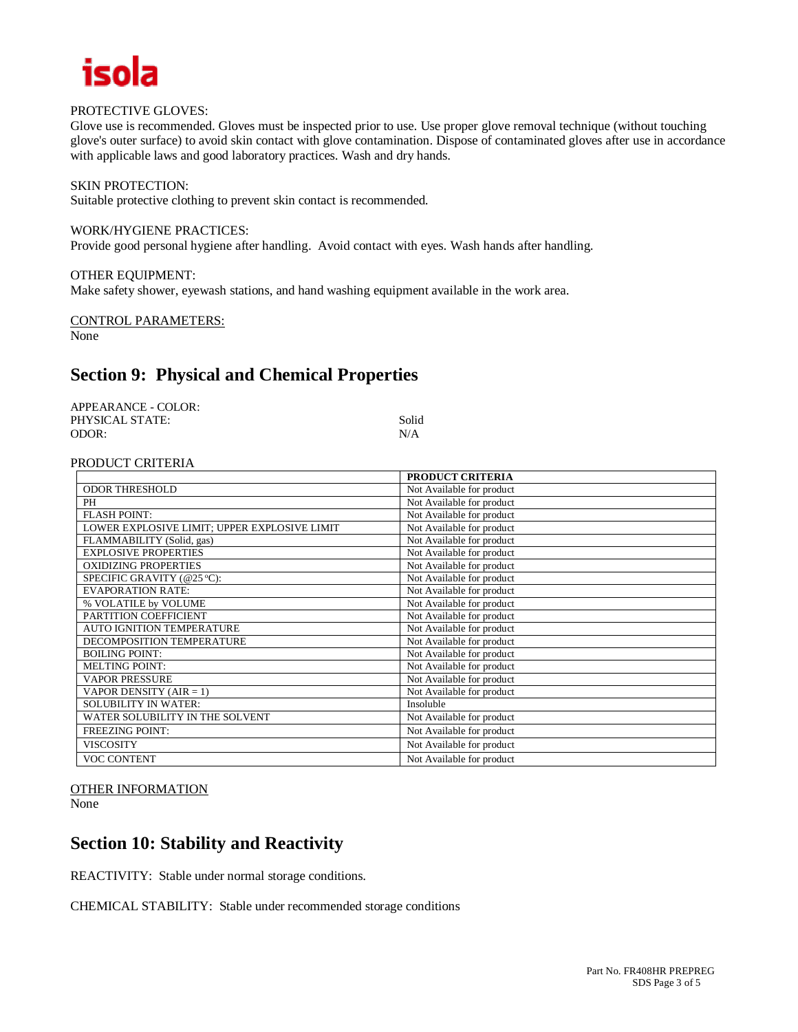PROTECTIVE GLOVES:
Glove use is recommended. Gloves must be inspected prior to use. Use proper glove removal technique (without touching glove's outer surface) to avoid skin contact with glove contamination. Dispose of contaminated gloves after use in accordance with applicable laws and good laboratory practices. Wash and dry hands.

SKIN PROTECTION:
Suitable protective clothing to prevent skin contact is recommended.

WORK/HYGIENE PRACTICES:
Provide good personal hygiene after handling. Avoid contact with eyes. Wash hands after handling.

OTHER EQUIPMENT:
Make safety shower, eyewash stations, and hand washing equipment available in the work area.

CONTROL PARAMETERS:
None

## Section 9: Physical and Chemical Properties

APPEARANCE - COLOR:
PHYSICAL STATE: Solid
ODOR: N/A

PRODUCT CRITERIA

| | PRODUCT CRITERIA |
|---|---|
| ODOR THRESHOLD | Not Available for product |
| PH | Not Available for product |
| FLASH POINT: | Not Available for product |
| LOWER EXPLOSIVE LIMIT; UPPER EXPLOSIVE LIMIT | Not Available for product |
| FLAMMABILITY (Solid, gas) | Not Available for product |
| EXPLOSIVE PROPERTIES | Not Available for product |
| OXIDIZING PROPERTIES | Not Available for product |
| SPECIFIC GRAVITY (@25 °C): | Not Available for product |
| EVAPORATION RATE: | Not Available for product |
| % VOLATILE by VOLUME | Not Available for product |
| PARTITION COEFFICIENT | Not Available for product |
| AUTO IGNITION TEMPERATURE | Not Available for product |
| DECOMPOSITION TEMPERATURE | Not Available for product |
| BOILING POINT: | Not Available for product |
| MELTING POINT: | Not Available for product |
| VAPOR PRESSURE | Not Available for product |
| VAPOR DENSITY (AIR = 1) | Not Available for product |
| SOLUBILITY IN WATER: | Insoluble |
| WATER SOLUBILITY IN THE SOLVENT | Not Available for product |
| FREEZING POINT: | Not Available for product |
| VISCOSITY | Not Available for product |
| VOC CONTENT | Not Available for product |

OTHER INFORMATION
None

## Section 10: Stability and Reactivity

REACTIVITY: Stable under normal storage conditions.

CHEMICAL STABILITY: Stable under recommended storage conditions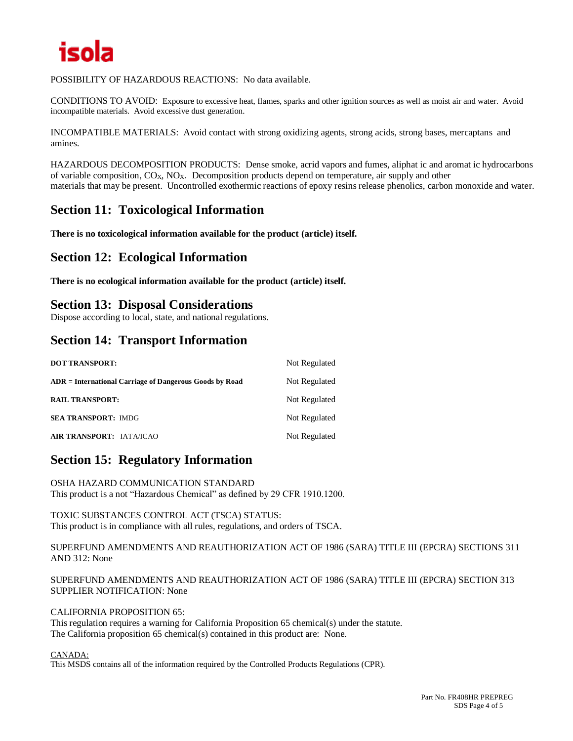POSSIBILITY OF HAZARDOUS REACTIONS: No data available.

CONDITIONS TO AVOID: Exposure to excessive heat, flames, sparks and other ignition sources as well as moist air and water. Avoid incompatible materials. Avoid excessive dust generation.

INCOMPATIBLE MATERIALS: Avoid contact with strong oxidizing agents, strong acids, strong bases, mercaptans and amines.

HAZARDOUS DECOMPOSITION PRODUCTS: Dense smoke, acrid vapors and fumes, aliphat ic and aromat ic hydrocarbons of variable composition, $CO_X$, $NO_X$. Decomposition products depend on temperature, air supply and other materials that may be present. Uncontrolled exothermic reactions of epoxy resins release phenolics, carbon monoxide and water.

## Section 11: Toxicological Information

**There is no toxicological information available for the product (article) itself.**

## Section 12: Ecological Information

**There is no ecological information available for the product (article) itself.**

## Section 13: Disposal Considerations

Dispose according to local, state, and national regulations.

## Section 14: Transport Information

| | |
|---|---|
| **DOT TRANSPORT:** | Not Regulated |
| **ADR = International Carriage of Dangerous Goods by Road** | Not Regulated |
| **RAIL TRANSPORT:** | Not Regulated |
| **SEA TRANSPORT:** IMDG | Not Regulated |
| **AIR TRANSPORT:** IATA/ICAO | Not Regulated |

## Section 15: Regulatory Information

OSHA HAZARD COMMUNICATION STANDARD
This product is a not "Hazardous Chemical" as defined by 29 CFR 1910.1200.

TOXIC SUBSTANCES CONTROL ACT (TSCA) STATUS:
This product is in compliance with all rules, regulations, and orders of TSCA.

SUPERFUND AMENDMENTS AND REAUTHORIZATION ACT OF 1986 (SARA) TITLE III (EPCRA) SECTIONS 311 AND 312: None

SUPERFUND AMENDMENTS AND REAUTHORIZATION ACT OF 1986 (SARA) TITLE III (EPCRA) SECTION 313 SUPPLIER NOTIFICATION: None

CALIFORNIA PROPOSITION 65:
This regulation requires a warning for California Proposition 65 chemical(s) under the statute.
The California proposition 65 chemical(s) contained in this product are: None.

CANADA:
This MSDS contains all of the information required by the Controlled Products Regulations (CPR).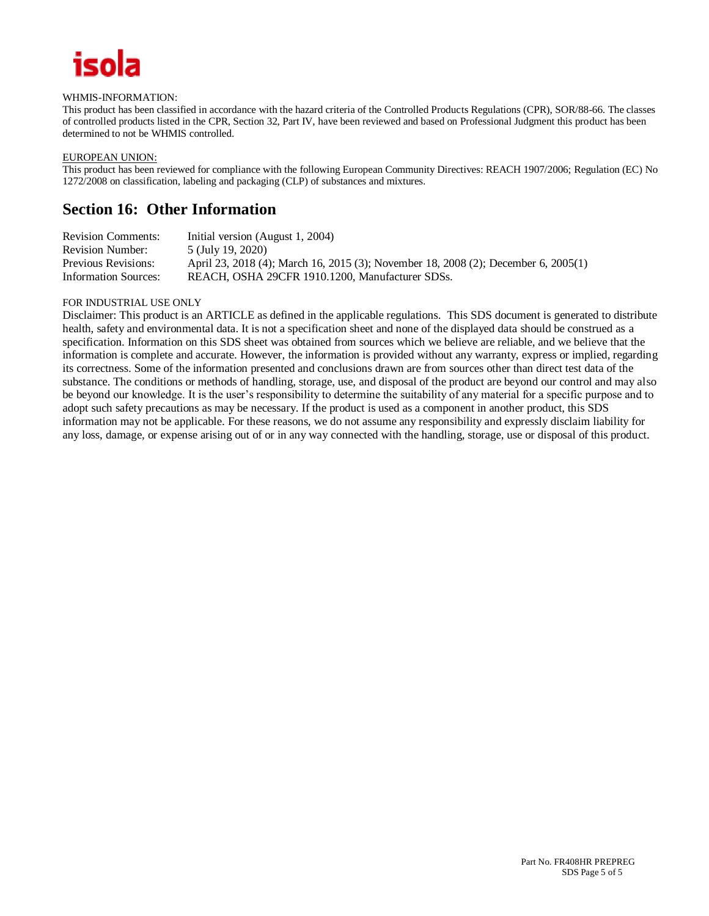WHMIS-INFORMATION:

This product has been classified in accordance with the hazard criteria of the Controlled Products Regulations (CPR), SOR/88-66. The classes of controlled products listed in the CPR, Section 32, Part IV, have been reviewed and based on Professional Judgment this product has been determined to not be WHMIS controlled.

EUROPEAN UNION:

This product has been reviewed for compliance with the following European Community Directives: REACH 1907/2006; Regulation (EC) No 1272/2008 on classification, labeling and packaging (CLP) of substances and mixtures.

## Section 16: Other Information

| | |
|---|---|
| Revision Comments: | Initial version (August 1, 2004) |
| Revision Number: | 5 (July 19, 2020) |
| Previous Revisions: | April 23, 2018 (4); March 16, 2015 (3); November 18, 2008 (2); December 6, 2005(1) |
| Information Sources: | REACH, OSHA 29CFR 1910.1200, Manufacturer SDSs. |

FOR INDUSTRIAL USE ONLY

Disclaimer: This product is an ARTICLE as defined in the applicable regulations. This SDS document is generated to distribute health, safety and environmental data. It is not a specification sheet and none of the displayed data should be construed as a specification. Information on this SDS sheet was obtained from sources which we believe are reliable, and we believe that the information is complete and accurate. However, the information is provided without any warranty, express or implied, regarding its correctness. Some of the information presented and conclusions drawn are from sources other than direct test data of the substance. The conditions or methods of handling, storage, use, and disposal of the product are beyond our control and may also be beyond our knowledge. It is the user's responsibility to determine the suitability of any material for a specific purpose and to adopt such safety precautions as may be necessary. If the product is used as a component in another product, this SDS information may not be applicable. For these reasons, we do not assume any responsibility and expressly disclaim liability for any loss, damage, or expense arising out of or in any way connected with the handling, storage, use or disposal of this product.